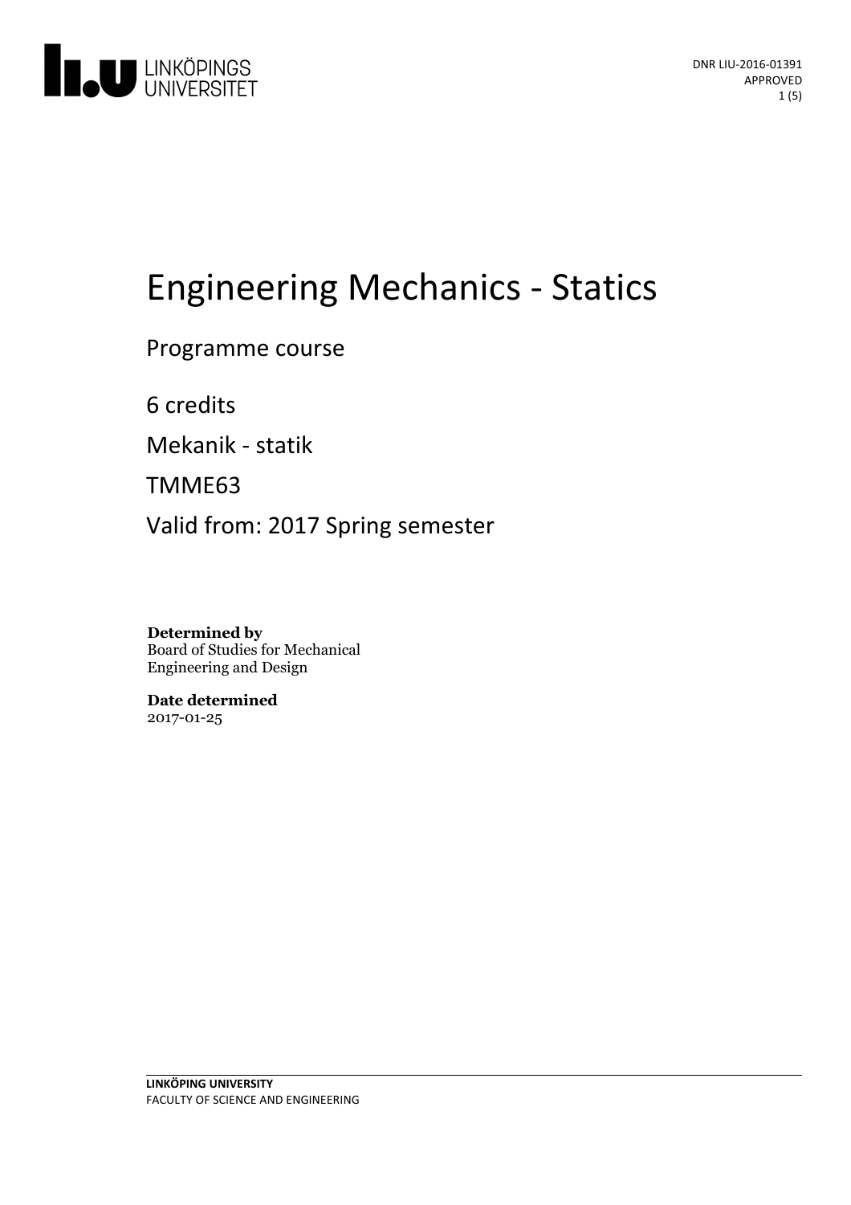DNR LIU-2016-01391
APPROVED

# Engineering Mechanics - Statics

Programme course

6 credits

Mekanik - statik

TMME63

Valid from: 2017 Spring semester

**Determined by**
Board of Studies for Mechanical Engineering and Design

**Date determined**
2017-01-25

**LINKÖPING UNIVERSITY**
FACULTY OF SCIENCE AND ENGINEERING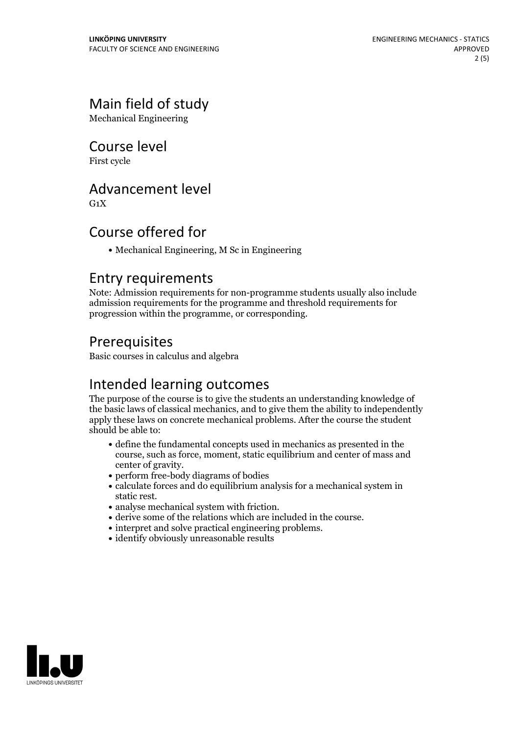## Main field of study

Mechanical Engineering

## Course level

First cycle

## Advancement level

G1X

## Course offered for

- Mechanical Engineering, M Sc in Engineering

## Entry requirements

Note: Admission requirements for non-programme students usually also include admission requirements for the programme and threshold requirements for progression within the programme, or corresponding.

## Prerequisites

Basic courses in calculus and algebra

## Intended learning outcomes

The purpose of the course is to give the students an understanding knowledge of the basic laws of classical mechanics, and to give them the ability to independently apply these laws on concrete mechanical problems. After the course the student should be able to:

- define the fundamental concepts used in mechanics as presented in the course, such as force, moment, static equilibrium and center of mass and center of gravity.
- perform free-body diagrams of bodies
- calculate forces and do equilibrium analysis for a mechanical system in static rest.
- analyse mechanical system with friction.
- derive some of the relations which are included in the course.
- interpret and solve practical engineering problems.
- identify obviously unreasonable results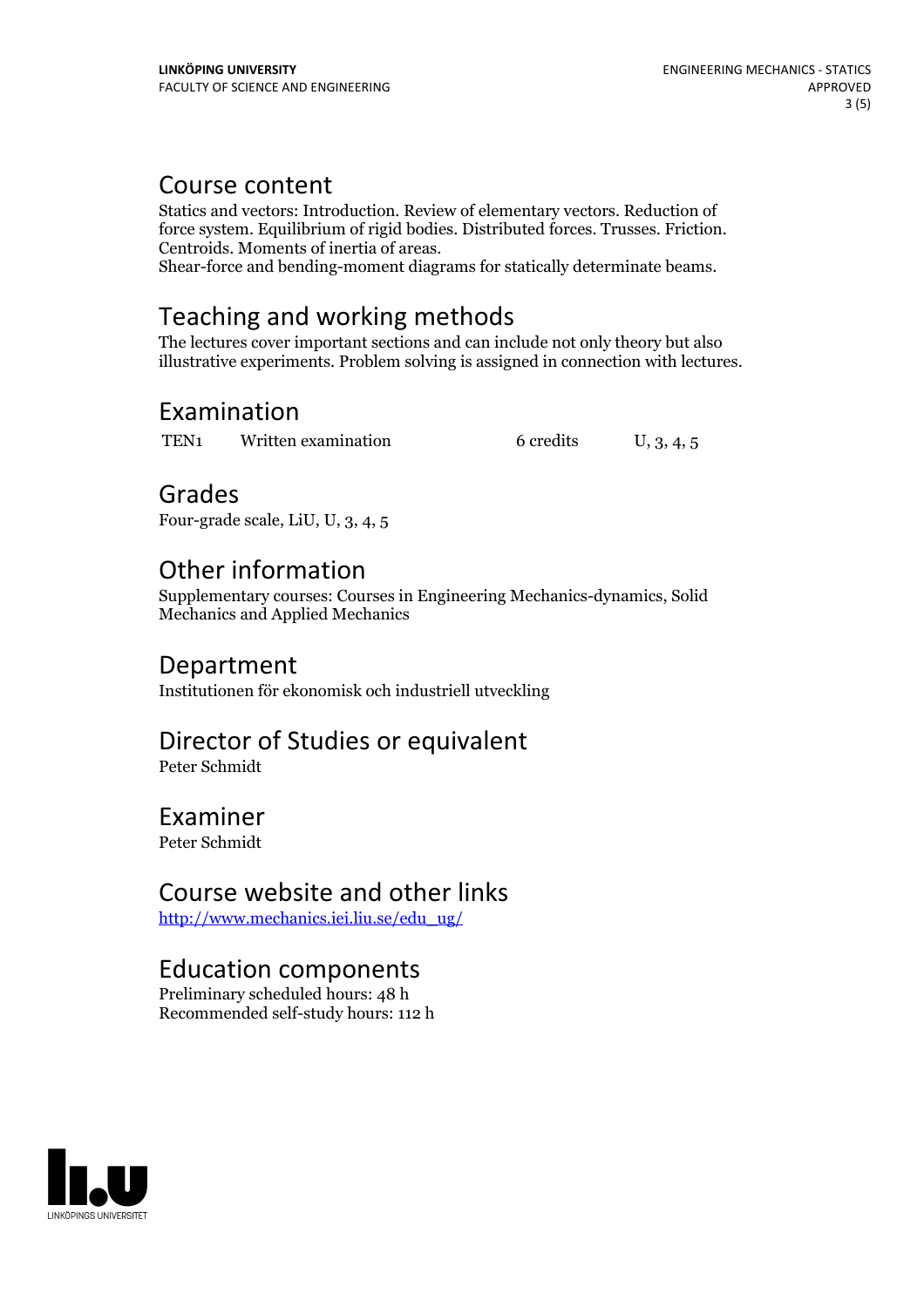## Course content

Statics and vectors: Introduction. Review of elementary vectors. Reduction of force system. Equilibrium of rigid bodies. Distributed forces. Trusses. Friction. Centroids. Moments of inertia of areas.
Shear-force and bending-moment diagrams for statically determinate beams.

## Teaching and working methods

The lectures cover important sections and can include not only theory but also illustrative experiments. Problem solving is assigned in connection with lectures.

## Examination

| | | | |
|---|---|---|---|
| TEN1 | Written examination | 6 credits | U, 3, 4, 5 |

## Grades

Four-grade scale, LiU, U, 3, 4, 5

## Other information

Supplementary courses: Courses in Engineering Mechanics-dynamics, Solid Mechanics and Applied Mechanics

## Department

Institutionen för ekonomisk och industriell utveckling

## Director of Studies or equivalent

Peter Schmidt

## Examiner

Peter Schmidt

## Course website and other links

http://www.mechanics.iei.liu.se/edu_ug/

## Education components

Preliminary scheduled hours: 48 h
Recommended self-study hours: 112 h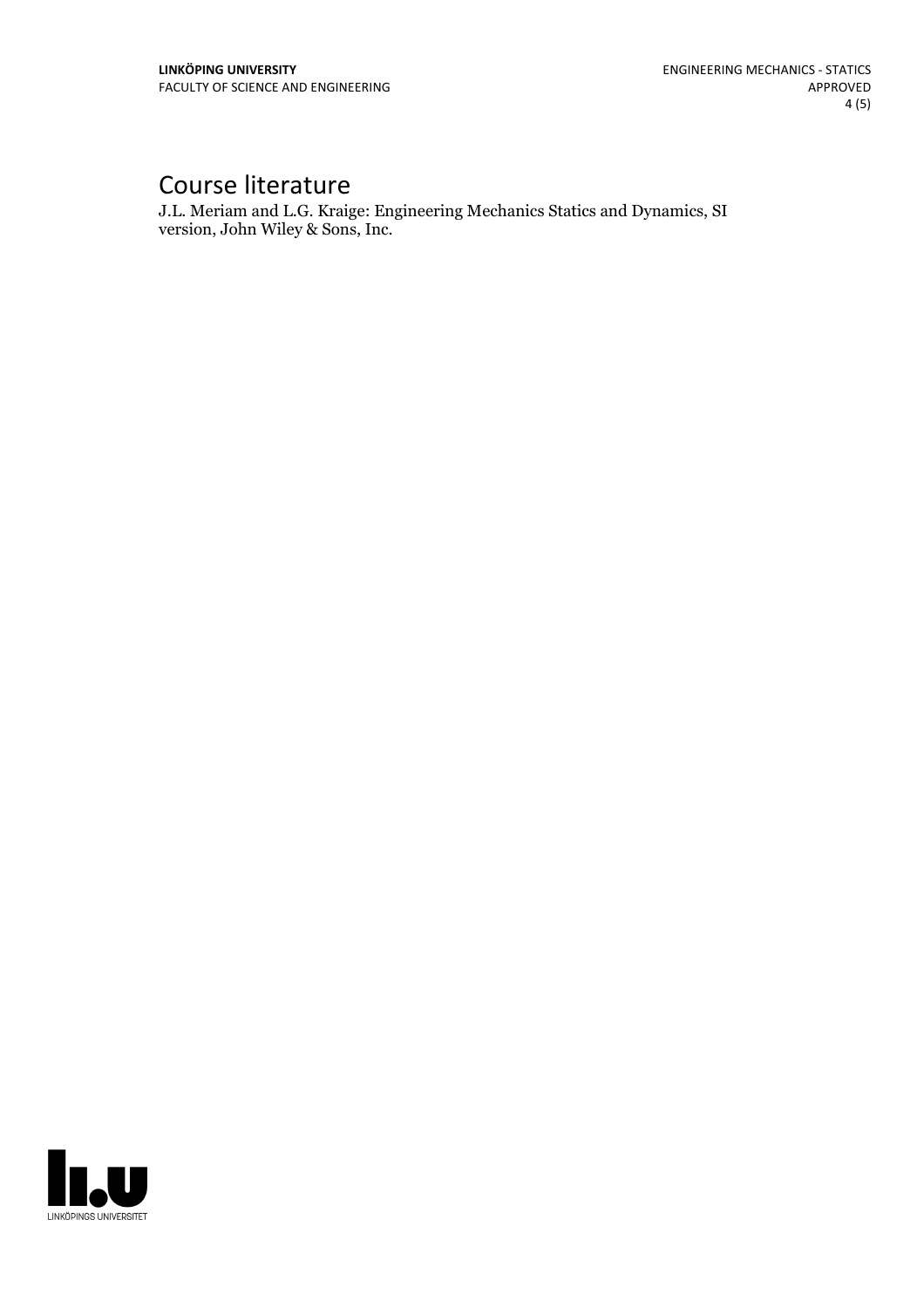# Course literature

J.L. Meriam and L.G. Kraige: Engineering Mechanics Statics and Dynamics, SI version, John Wiley & Sons, Inc.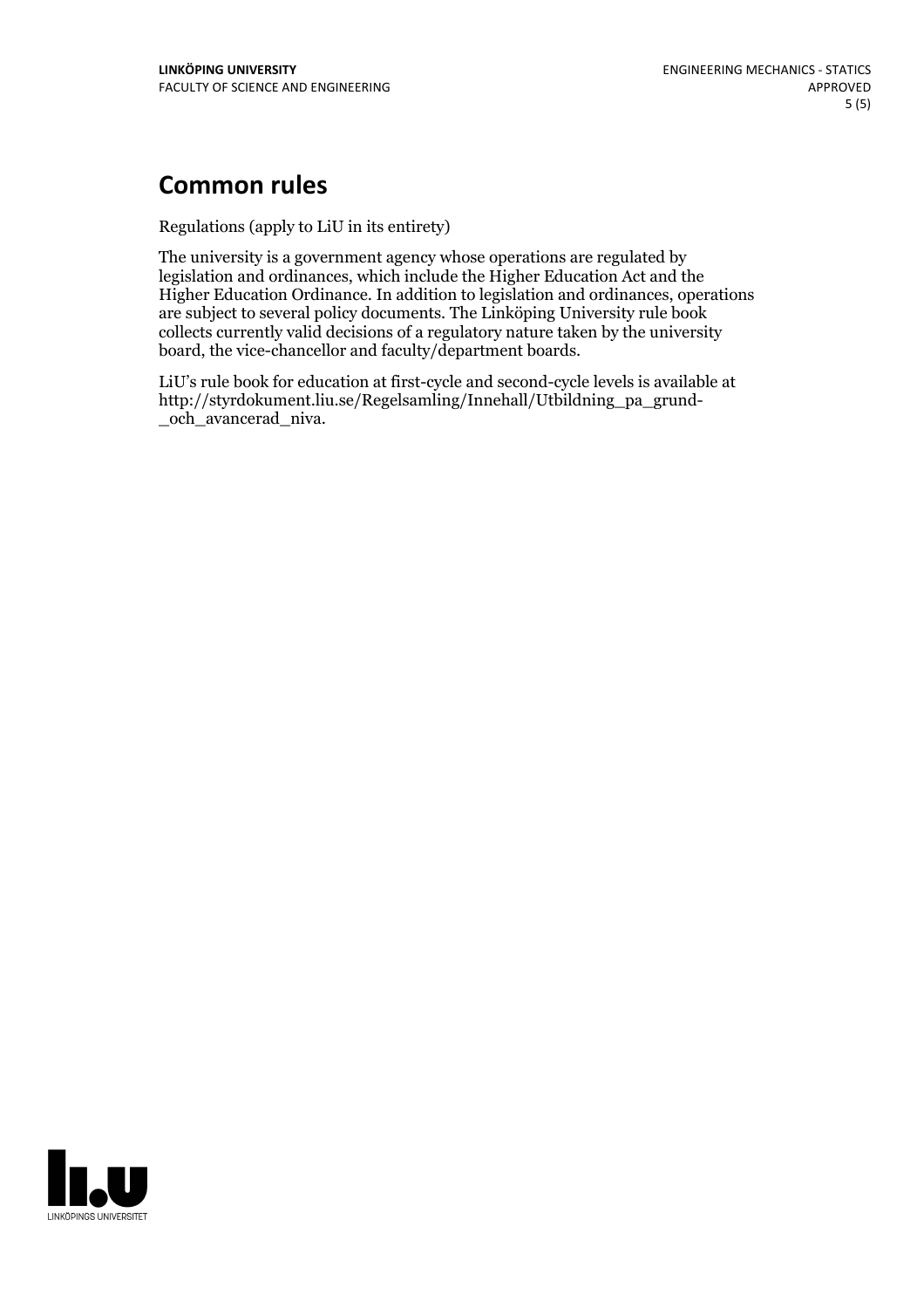## Common rules

Regulations (apply to LiU in its entirety)

The university is a government agency whose operations are regulated by legislation and ordinances, which include the Higher Education Act and the Higher Education Ordinance. In addition to legislation and ordinances, operations are subject to several policy documents. The Linköping University rule book collects currently valid decisions of a regulatory nature taken by the university board, the vice-chancellor and faculty/department boards.

LiU's rule book for education at first-cycle and second-cycle levels is available at http://styrdokument.liu.se/Regelsamling/Innehall/Utbildning_pa_grund-_och_avancerad_niva.